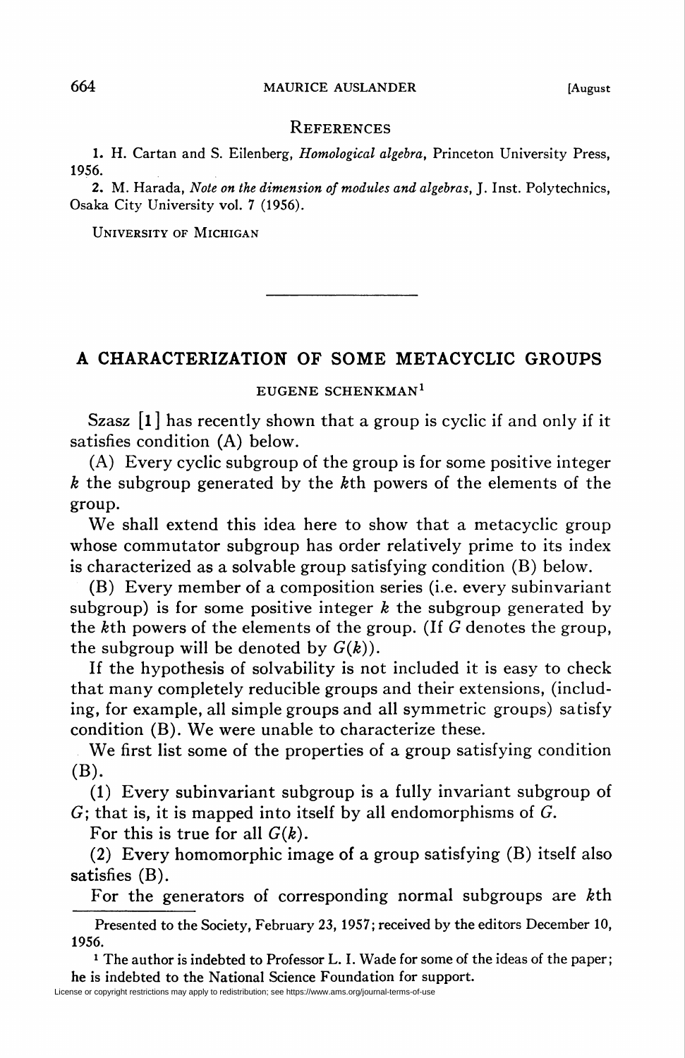## References

1. H. Cartan and S. Eilenberg, *Homological algebra*, Princeton University Press, 1956.
2. M. Harada, *Note on the dimension of modules and algebras*, J. Inst. Polytechnics, Osaka City University vol. 7 (1956).

University of Michigan

---

# A CHARACTERIZATION OF SOME METACYCLIC GROUPS

EUGENE SCHENKMAN[1]

Szasz [1] has recently shown that a group is cyclic if and only if it satisfies condition (A) below.

(A) Every cyclic subgroup of the group is for some positive integer $k$ the subgroup generated by the $k$th powers of the elements of the group.

We shall extend this idea here to show that a metacyclic group whose commutator subgroup has order relatively prime to its index is characterized as a solvable group satisfying condition (B) below.

(B) Every member of a composition series (i.e. every subinvariant subgroup) is for some positive integer $k$ the subgroup generated by the $k$th powers of the elements of the group. (If $G$ denotes the group, the subgroup will be denoted by $G(k)$).

If the hypothesis of solvability is not included it is easy to check that many completely reducible groups and their extensions, (including, for example, all simple groups and all symmetric groups) satisfy condition (B). We were unable to characterize these.

We first list some of the properties of a group satisfying condition (B).

(1) Every subinvariant subgroup is a fully invariant subgroup of $G$; that is, it is mapped into itself by all endomorphisms of $G$.

For this is true for all $G(k)$.

(2) Every homomorphic image of a group satisfying (B) itself also satisfies (B).

For the generators of corresponding normal subgroups are $k$th

---

Presented to the Society, February 23, 1957; received by the editors December 10, 1956.

[1] The author is indebted to Professor L. I. Wade for some of the ideas of the paper; he is indebted to the National Science Foundation for support.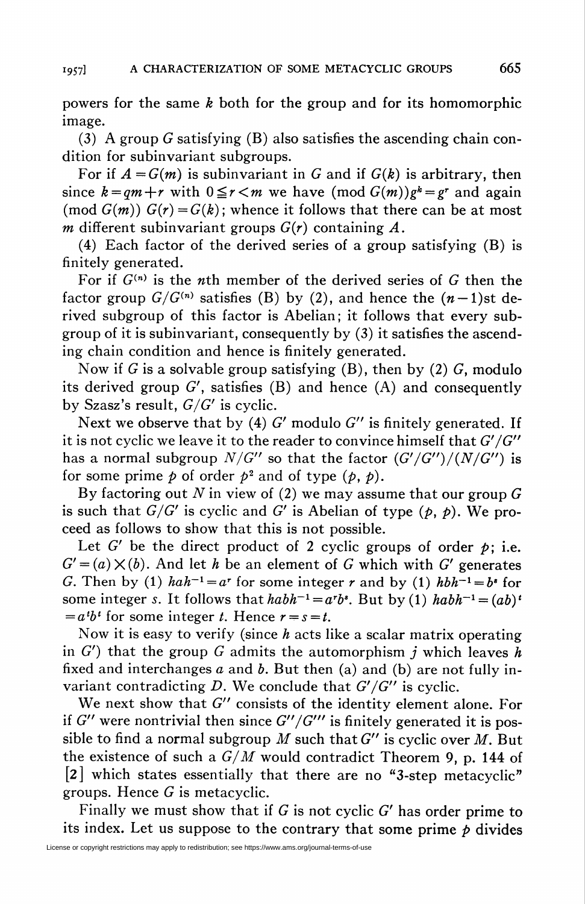powers for the same $k$ both for the group and for its homomorphic image.

(3) A group $G$ satisfying (B) also satisfies the ascending chain condition for subinvariant subgroups.

For if $A = G(m)$ is subinvariant in $G$ and if $G(k)$ is arbitrary, then since $k = qm + r$ with $0 \leqq r < m$ we have $(\text{mod } G(m)) g^k = g^r$ and again $(\text{mod } G(m))$ $G(r) = G(k)$; whence it follows that there can be at most $m$ different subinvariant groups $G(r)$ containing $A$.

(4) Each factor of the derived series of a group satisfying (B) is finitely generated.

For if $G^{(n)}$ is the $n$th member of the derived series of $G$ then the factor group $G/G^{(n)}$ satisfies (B) by (2), and hence the $(n-1)$st derived subgroup of this factor is Abelian; it follows that every subgroup of it is subinvariant, consequently by (3) it satisfies the ascending chain condition and hence is finitely generated.

Now if $G$ is a solvable group satisfying (B), then by (2) $G$, modulo its derived group $G'$, satisfies (B) and hence (A) and consequently by Szasz's result, $G/G'$ is cyclic.

Next we observe that by (4) $G'$ modulo $G''$ is finitely generated. If it is not cyclic we leave it to the reader to convince himself that $G'/G''$ has a normal subgroup $N/G''$ so that the factor $(G'/G'')/(N/G'')$ is for some prime $p$ of order $p^2$ and of type $(p, p)$.

By factoring out $N$ in view of (2) we may assume that our group $G$ is such that $G/G'$ is cyclic and $G'$ is Abelian of type $(p, p)$. We proceed as follows to show that this is not possible.

Let $G'$ be the direct product of 2 cyclic groups of order $p$; i.e. $G' = (a) \times (b)$. And let $h$ be an element of $G$ which with $G'$ generates $G$. Then by (1) $hah^{-1} = a^r$ for some integer $r$ and by (1) $hbh^{-1} = b^s$ for some integer $s$. It follows that $habh^{-1} = a^r b^s$. But by (1) $habh^{-1} = (ab)^t = a^t b^t$ for some integer $t$. Hence $r = s = t$.

Now it is easy to verify (since $h$ acts like a scalar matrix operating in $G'$) that the group $G$ admits the automorphism $j$ which leaves $h$ fixed and interchanges $a$ and $b$. But then (a) and (b) are not fully invariant contradicting $D$. We conclude that $G'/G''$ is cyclic.

We next show that $G''$ consists of the identity element alone. For if $G''$ were nontrivial then since $G''/G'''$ is finitely generated it is possible to find a normal subgroup $M$ such that $G''$ is cyclic over $M$. But the existence of such a $G/M$ would contradict Theorem 9, p. 144 of [2] which states essentially that there are no "3-step metacyclic" groups. Hence $G$ is metacyclic.

Finally we must show that if $G$ is not cyclic $G'$ has order prime to its index. Let us suppose to the contrary that some prime $p$ divides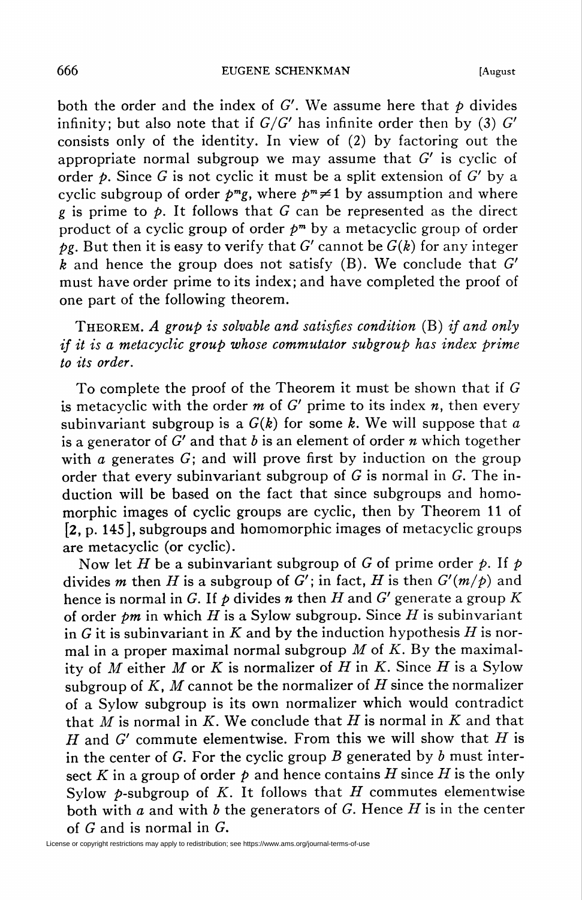both the order and the index of $G'$. We assume here that $p$ divides infinity; but also note that if $G/G'$ has infinite order then by (3) $G'$ consists only of the identity. In view of (2) by factoring out the appropriate normal subgroup we may assume that $G'$ is cyclic of order $p$. Since $G$ is not cyclic it must be a split extension of $G'$ by a cyclic subgroup of order $p^m g$, where $p^m \neq 1$ by assumption and where $g$ is prime to $p$. It follows that $G$ can be represented as the direct product of a cyclic group of order $p^m$ by a metacyclic group of order $pg$. But then it is easy to verify that $G'$ cannot be $G(k)$ for any integer $k$ and hence the group does not satisfy (B). We conclude that $G'$ must have order prime to its index; and have completed the proof of one part of the following theorem.

THEOREM. *A group is solvable and satisfies condition* (B) *if and only if it is a metacyclic group whose commutator subgroup has index prime to its order.*

To complete the proof of the Theorem it must be shown that if $G$ is metacyclic with the order $m$ of $G'$ prime to its index $n$, then every subinvariant subgroup is a $G(k)$ for some $k$. We will suppose that $a$ is a generator of $G'$ and that $b$ is an element of order $n$ which together with $a$ generates $G$; and will prove first by induction on the group order that every subinvariant subgroup of $G$ is normal in $G$. The induction will be based on the fact that since subgroups and homomorphic images of cyclic groups are cyclic, then by Theorem 11 of [**2**, p. 145], subgroups and homomorphic images of metacyclic groups are metacyclic (or cyclic).

Now let $H$ be a subinvariant subgroup of $G$ of prime order $p$. If $p$ divides $m$ then $H$ is a subgroup of $G'$; in fact, $H$ is then $G'(m/p)$ and hence is normal in $G$. If $p$ divides $n$ then $H$ and $G'$ generate a group $K$ of order $pm$ in which $H$ is a Sylow subgroup. Since $H$ is subinvariant in $G$ it is subinvariant in $K$ and by the induction hypothesis $H$ is normal in a proper maximal normal subgroup $M$ of $K$. By the maximality of $M$ either $M$ or $K$ is normalizer of $H$ in $K$. Since $H$ is a Sylow subgroup of $K$, $M$ cannot be the normalizer of $H$ since the normalizer of a Sylow subgroup is its own normalizer which would contradict that $M$ is normal in $K$. We conclude that $H$ is normal in $K$ and that $H$ and $G'$ commute elementwise. From this we will show that $H$ is in the center of $G$. For the cyclic group $B$ generated by $b$ must intersect $K$ in a group of order $p$ and hence contains $H$ since $H$ is the only Sylow $p$-subgroup of $K$. It follows that $H$ commutes elementwise both with $a$ and with $b$ the generators of $G$. Hence $H$ is in the center of $G$ and is normal in $G$.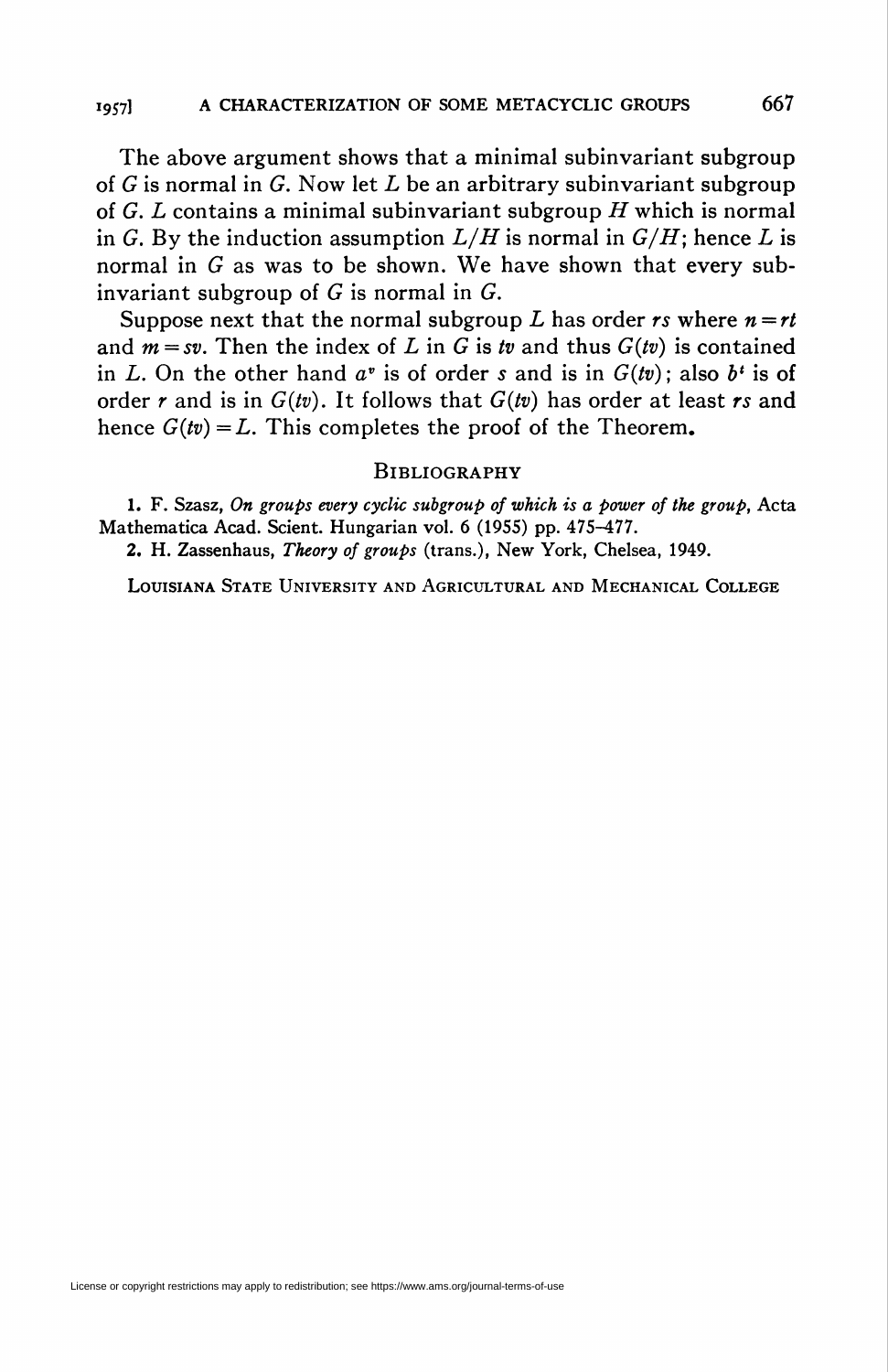The above argument shows that a minimal subinvariant subgroup of $G$ is normal in $G$. Now let $L$ be an arbitrary subinvariant subgroup of $G$. $L$ contains a minimal subinvariant subgroup $H$ which is normal in $G$. By the induction assumption $L/H$ is normal in $G/H$; hence $L$ is normal in $G$ as was to be shown. We have shown that every subinvariant subgroup of $G$ is normal in $G$.

Suppose next that the normal subgroup $L$ has order $rs$ where $n = rt$ and $m = sv$. Then the index of $L$ in $G$ is $tv$ and thus $G(tv)$ is contained in $L$. On the other hand $a^v$ is of order $s$ and is in $G(tv)$; also $b^t$ is of order $r$ and is in $G(tv)$. It follows that $G(tv)$ has order at least $rs$ and hence $G(tv) = L$. This completes the proof of the Theorem.

## Bibliography

1. F. Szasz, *On groups every cyclic subgroup of which is a power of the group*, Acta Mathematica Acad. Scient. Hungarian vol. 6 (1955) pp. 475–477.

2. H. Zassenhaus, *Theory of groups* (trans.), New York, Chelsea, 1949.

Louisiana State University and Agricultural and Mechanical College